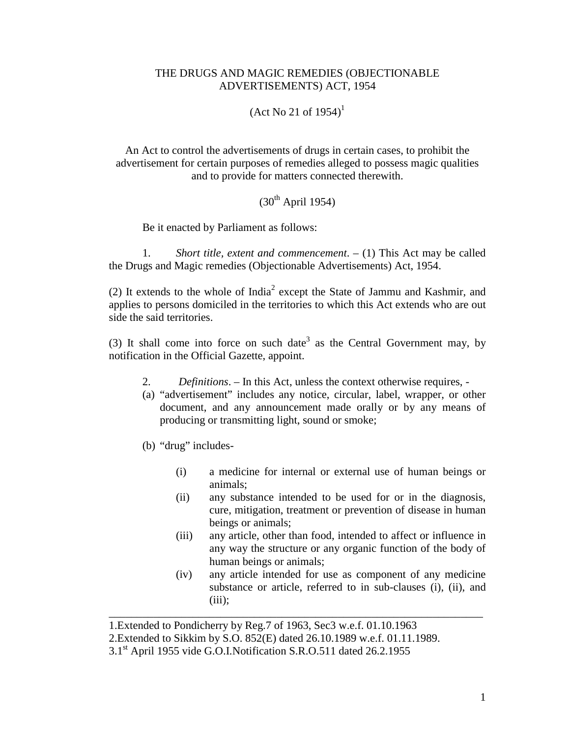# THE DRUGS AND MAGIC REMEDIES (OBJECTIONABLE ADVERTISEMENTS) ACT, 1954

(Act No 21 of 1954)[1]

An Act to control the advertisements of drugs in certain cases, to prohibit the advertisement for certain purposes of remedies alleged to possess magic qualities and to provide for matters connected therewith.

(30th April 1954)

Be it enacted by Parliament as follows:

1. *Short title, extent and commencement*. – (1) This Act may be called the Drugs and Magic remedies (Objectionable Advertisements) Act, 1954.

(2) It extends to the whole of India[2] except the State of Jammu and Kashmir, and applies to persons domiciled in the territories to which this Act extends who are out side the said territories.

(3) It shall come into force on such date[3] as the Central Government may, by notification in the Official Gazette, appoint.

2. *Definitions*. – In this Act, unless the context otherwise requires, -

(a) "advertisement" includes any notice, circular, label, wrapper, or other document, and any announcement made orally or by any means of producing or transmitting light, sound or smoke;

(b) "drug" includes-

   (i) a medicine for internal or external use of human beings or animals;

   (ii) any substance intended to be used for or in the diagnosis, cure, mitigation, treatment or prevention of disease in human beings or animals;

   (iii) any article, other than food, intended to affect or influence in any way the structure or any organic function of the body of human beings or animals;

   (iv) any article intended for use as component of any medicine substance or article, referred to in sub-clauses (i), (ii), and (iii);

---

1.Extended to Pondicherry by Reg.7 of 1963, Sec3 w.e.f. 01.10.1963

2.Extended to Sikkim by S.O. 852(E) dated 26.10.1989 w.e.f. 01.11.1989.

3.1st April 1955 vide G.O.I.Notification S.R.O.511 dated 26.2.1955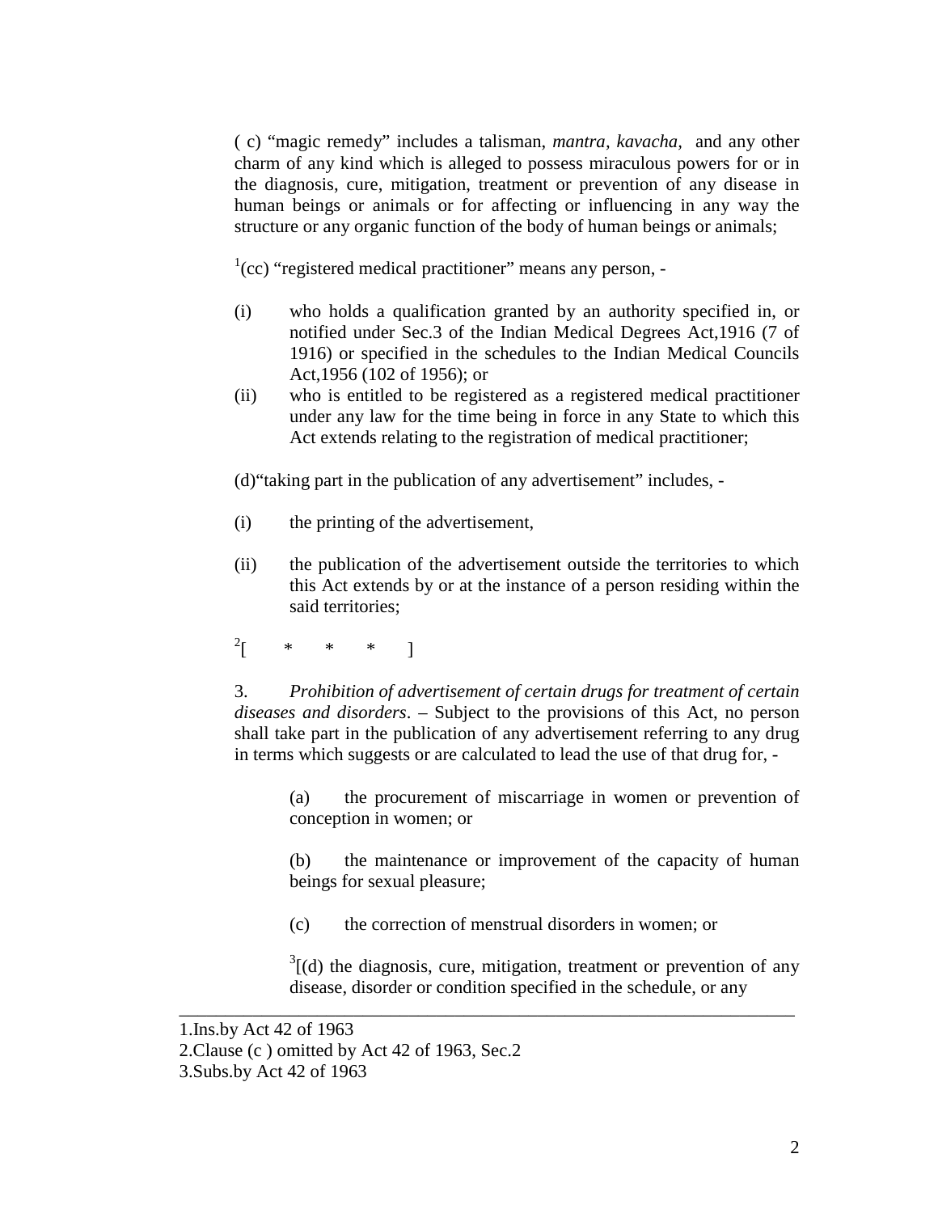( c) “magic remedy” includes a talisman, *mantra, kavacha*, and any other charm of any kind which is alleged to possess miraculous powers for or in the diagnosis, cure, mitigation, treatment or prevention of any disease in human beings or animals or for affecting or influencing in any way the structure or any organic function of the body of human beings or animals;

[1](cc) “registered medical practitioner” means any person, -

(i) who holds a qualification granted by an authority specified in, or notified under Sec.3 of the Indian Medical Degrees Act,1916 (7 of 1916) or specified in the schedules to the Indian Medical Councils Act,1956 (102 of 1956); or

(ii) who is entitled to be registered as a registered medical practitioner under any law for the time being in force in any State to which this Act extends relating to the registration of medical practitioner;

(d)“taking part in the publication of any advertisement” includes, -

(i) the printing of the advertisement,

(ii) the publication of the advertisement outside the territories to which this Act extends by or at the instance of a person residing within the said territories;

[2][ * * * ]

3. *Prohibition of advertisement of certain drugs for treatment of certain diseases and disorders*. – Subject to the provisions of this Act, no person shall take part in the publication of any advertisement referring to any drug in terms which suggests or are calculated to lead the use of that drug for, -

(a) the procurement of miscarriage in women or prevention of conception in women; or

(b) the maintenance or improvement of the capacity of human beings for sexual pleasure;

(c) the correction of menstrual disorders in women; or

[3][(d) the diagnosis, cure, mitigation, treatment or prevention of any disease, disorder or condition specified in the schedule, or any

---

1.Ins.by Act 42 of 1963
2.Clause (c ) omitted by Act 42 of 1963, Sec.2
3.Subs.by Act 42 of 1963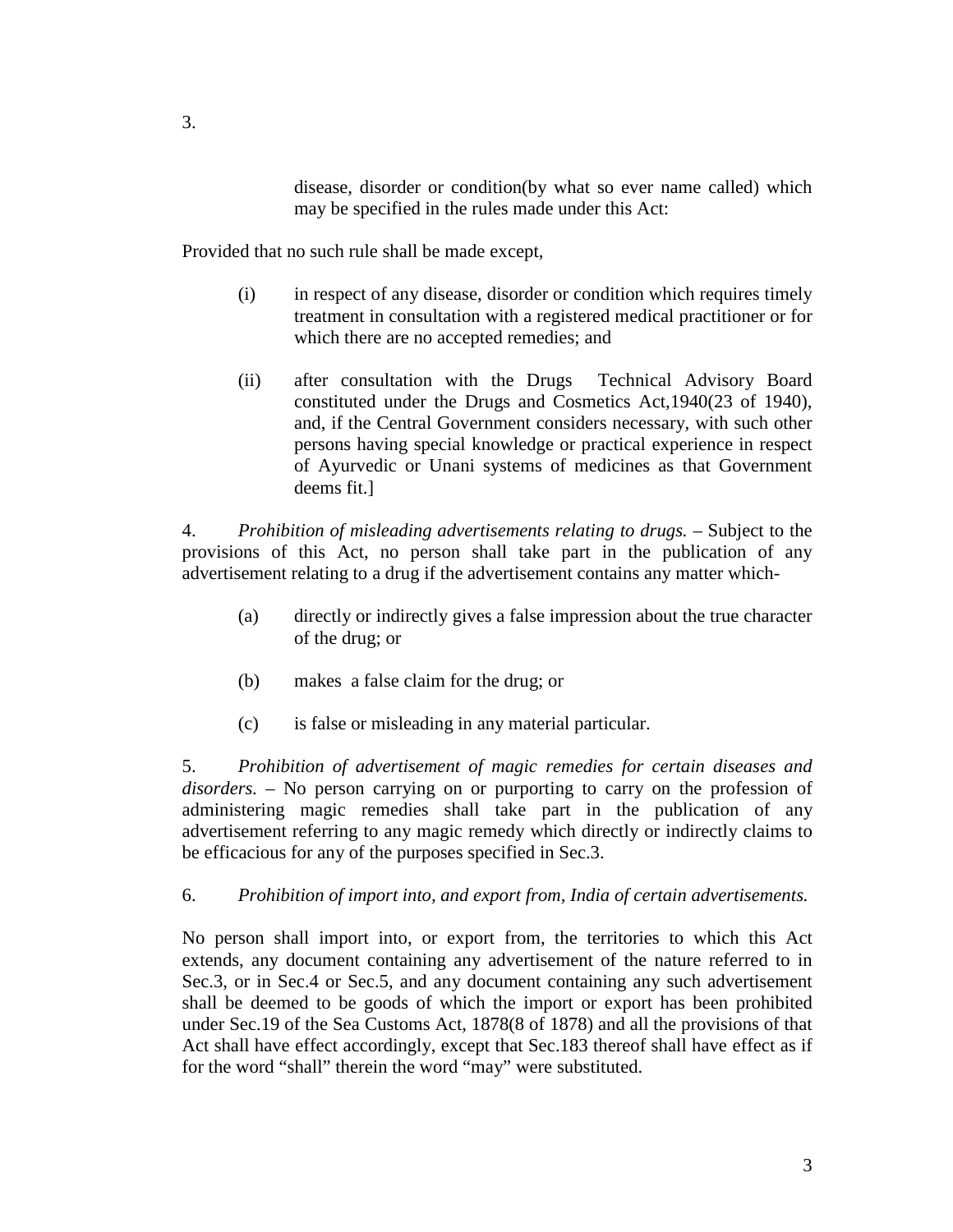3.

disease, disorder or condition(by what so ever name called) which may be specified in the rules made under this Act:

Provided that no such rule shall be made except,

(i) in respect of any disease, disorder or condition which requires timely treatment in consultation with a registered medical practitioner or for which there are no accepted remedies; and

(ii) after consultation with the Drugs Technical Advisory Board constituted under the Drugs and Cosmetics Act,1940(23 of 1940), and, if the Central Government considers necessary, with such other persons having special knowledge or practical experience in respect of Ayurvedic or Unani systems of medicines as that Government deems fit.]

4. *Prohibition of misleading advertisements relating to drugs.* – Subject to the provisions of this Act, no person shall take part in the publication of any advertisement relating to a drug if the advertisement contains any matter which-

(a) directly or indirectly gives a false impression about the true character of the drug; or

(b) makes a false claim for the drug; or

(c) is false or misleading in any material particular.

5. *Prohibition of advertisement of magic remedies for certain diseases and disorders.* – No person carrying on or purporting to carry on the profession of administering magic remedies shall take part in the publication of any advertisement referring to any magic remedy which directly or indirectly claims to be efficacious for any of the purposes specified in Sec.3.

6. *Prohibition of import into, and export from, India of certain advertisements.*

No person shall import into, or export from, the territories to which this Act extends, any document containing any advertisement of the nature referred to in Sec.3, or in Sec.4 or Sec.5, and any document containing any such advertisement shall be deemed to be goods of which the import or export has been prohibited under Sec.19 of the Sea Customs Act, 1878(8 of 1878) and all the provisions of that Act shall have effect accordingly, except that Sec.183 thereof shall have effect as if for the word "shall" therein the word "may" were substituted.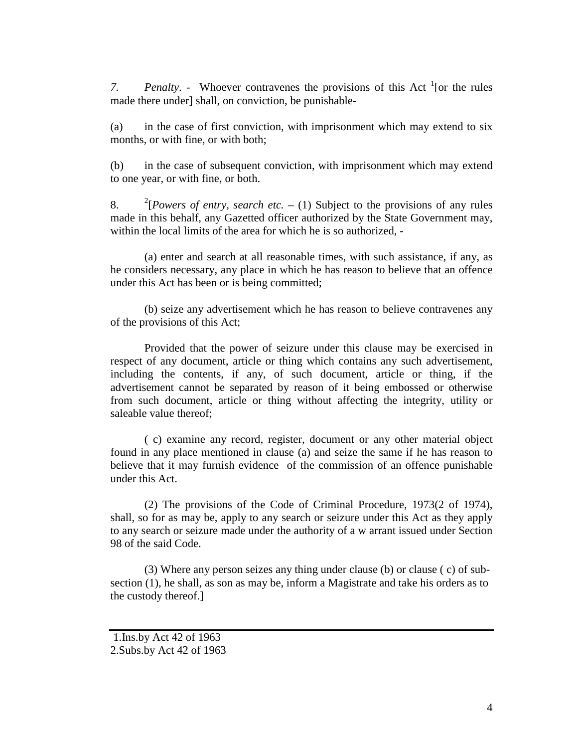*7.* *Penalty*. - Whoever contravenes the provisions of this Act [1][or the rules made there under] shall, on conviction, be punishable-

(a) in the case of first conviction, with imprisonment which may extend to six months, or with fine, or with both;

(b) in the case of subsequent conviction, with imprisonment which may extend to one year, or with fine, or both.

8. [2][*Powers of entry, search etc.* – (1) Subject to the provisions of any rules made in this behalf, any Gazetted officer authorized by the State Government may, within the local limits of the area for which he is so authorized, -

(a) enter and search at all reasonable times, with such assistance, if any, as he considers necessary, any place in which he has reason to believe that an offence under this Act has been or is being committed;

(b) seize any advertisement which he has reason to believe contravenes any of the provisions of this Act;

Provided that the power of seizure under this clause may be exercised in respect of any document, article or thing which contains any such advertisement, including the contents, if any, of such document, article or thing, if the advertisement cannot be separated by reason of it being embossed or otherwise from such document, article or thing without affecting the integrity, utility or saleable value thereof;

( c) examine any record, register, document or any other material object found in any place mentioned in clause (a) and seize the same if he has reason to believe that it may furnish evidence of the commission of an offence punishable under this Act.

(2) The provisions of the Code of Criminal Procedure, 1973(2 of 1974), shall, so for as may be, apply to any search or seizure under this Act as they apply to any search or seizure made under the authority of a w arrant issued under Section 98 of the said Code.

(3) Where any person seizes any thing under clause (b) or clause ( c) of sub-section (1), he shall, as son as may be, inform a Magistrate and take his orders as to the custody thereof.]

---

1.Ins.by Act 42 of 1963
2.Subs.by Act 42 of 1963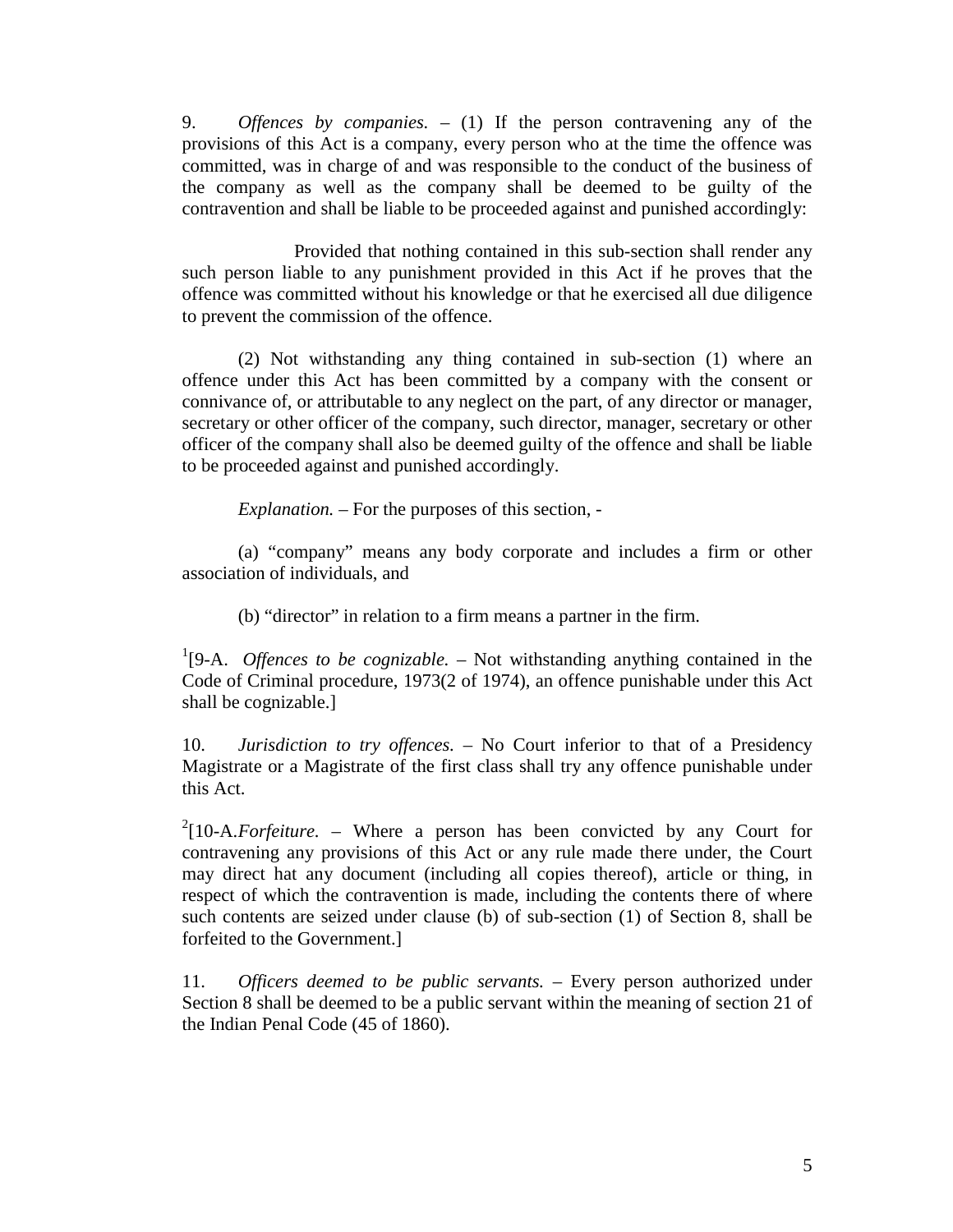9. *Offences by companies.* – (1) If the person contravening any of the provisions of this Act is a company, every person who at the time the offence was committed, was in charge of and was responsible to the conduct of the business of the company as well as the company shall be deemed to be guilty of the contravention and shall be liable to be proceeded against and punished accordingly:

Provided that nothing contained in this sub-section shall render any such person liable to any punishment provided in this Act if he proves that the offence was committed without his knowledge or that he exercised all due diligence to prevent the commission of the offence.

(2) Not withstanding any thing contained in sub-section (1) where an offence under this Act has been committed by a company with the consent or connivance of, or attributable to any neglect on the part, of any director or manager, secretary or other officer of the company, such director, manager, secretary or other officer of the company shall also be deemed guilty of the offence and shall be liable to be proceeded against and punished accordingly.

*Explanation.* – For the purposes of this section, -

(a) "company" means any body corporate and includes a firm or other association of individuals, and

(b) "director" in relation to a firm means a partner in the firm.

[1][9-A. *Offences to be cognizable.* – Not withstanding anything contained in the Code of Criminal procedure, 1973(2 of 1974), an offence punishable under this Act shall be cognizable.]

10. *Jurisdiction to try offences*. – No Court inferior to that of a Presidency Magistrate or a Magistrate of the first class shall try any offence punishable under this Act.

[2][10-A.*Forfeiture*. – Where a person has been convicted by any Court for contravening any provisions of this Act or any rule made there under, the Court may direct hat any document (including all copies thereof), article or thing, in respect of which the contravention is made, including the contents there of where such contents are seized under clause (b) of sub-section (1) of Section 8, shall be forfeited to the Government.]

11. *Officers deemed to be public servants.* – Every person authorized under Section 8 shall be deemed to be a public servant within the meaning of section 21 of the Indian Penal Code (45 of 1860).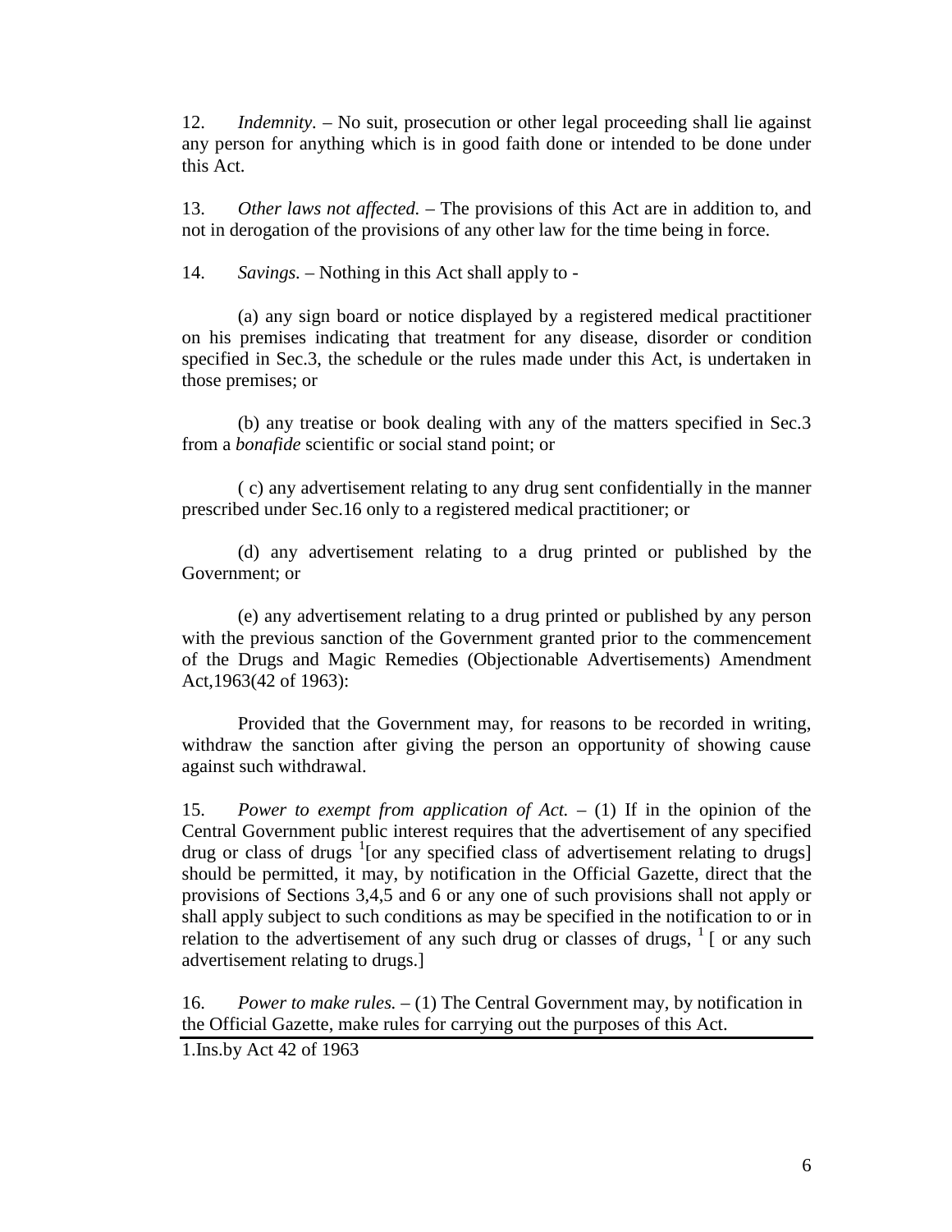12. *Indemnity.* – No suit, prosecution or other legal proceeding shall lie against any person for anything which is in good faith done or intended to be done under this Act.

13. *Other laws not affected.* – The provisions of this Act are in addition to, and not in derogation of the provisions of any other law for the time being in force.

14. *Savings.* – Nothing in this Act shall apply to -

(a) any sign board or notice displayed by a registered medical practitioner on his premises indicating that treatment for any disease, disorder or condition specified in Sec.3, the schedule or the rules made under this Act, is undertaken in those premises; or

(b) any treatise or book dealing with any of the matters specified in Sec.3 from a *bonafide* scientific or social stand point; or

( c) any advertisement relating to any drug sent confidentially in the manner prescribed under Sec.16 only to a registered medical practitioner; or

(d) any advertisement relating to a drug printed or published by the Government; or

(e) any advertisement relating to a drug printed or published by any person with the previous sanction of the Government granted prior to the commencement of the Drugs and Magic Remedies (Objectionable Advertisements) Amendment Act,1963(42 of 1963):

Provided that the Government may, for reasons to be recorded in writing, withdraw the sanction after giving the person an opportunity of showing cause against such withdrawal.

15. *Power to exempt from application of Act.* – (1) If in the opinion of the Central Government public interest requires that the advertisement of any specified drug or class of drugs [1][or any specified class of advertisement relating to drugs] should be permitted, it may, by notification in the Official Gazette, direct that the provisions of Sections 3,4,5 and 6 or any one of such provisions shall not apply or shall apply subject to such conditions as may be specified in the notification to or in relation to the advertisement of any such drug or classes of drugs, [1] [ or any such advertisement relating to drugs.]

16. *Power to make rules.* – (1) The Central Government may, by notification in the Official Gazette, make rules for carrying out the purposes of this Act.

---

1.Ins.by Act 42 of 1963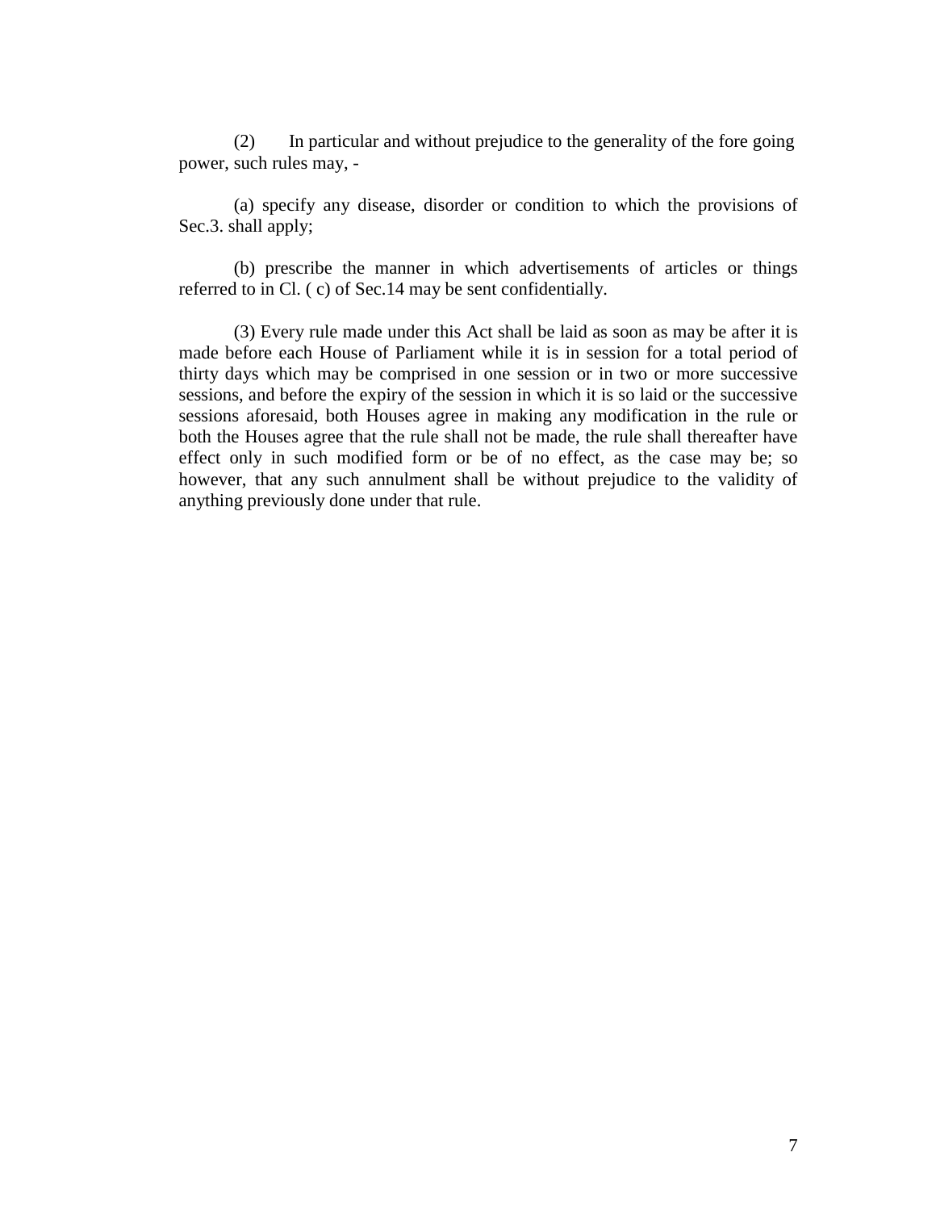(2) In particular and without prejudice to the generality of the fore going power, such rules may, -

(a) specify any disease, disorder or condition to which the provisions of Sec.3. shall apply;

(b) prescribe the manner in which advertisements of articles or things referred to in Cl. ( c) of Sec.14 may be sent confidentially.

(3) Every rule made under this Act shall be laid as soon as may be after it is made before each House of Parliament while it is in session for a total period of thirty days which may be comprised in one session or in two or more successive sessions, and before the expiry of the session in which it is so laid or the successive sessions aforesaid, both Houses agree in making any modification in the rule or both the Houses agree that the rule shall not be made, the rule shall thereafter have effect only in such modified form or be of no effect, as the case may be; so however, that any such annulment shall be without prejudice to the validity of anything previously done under that rule.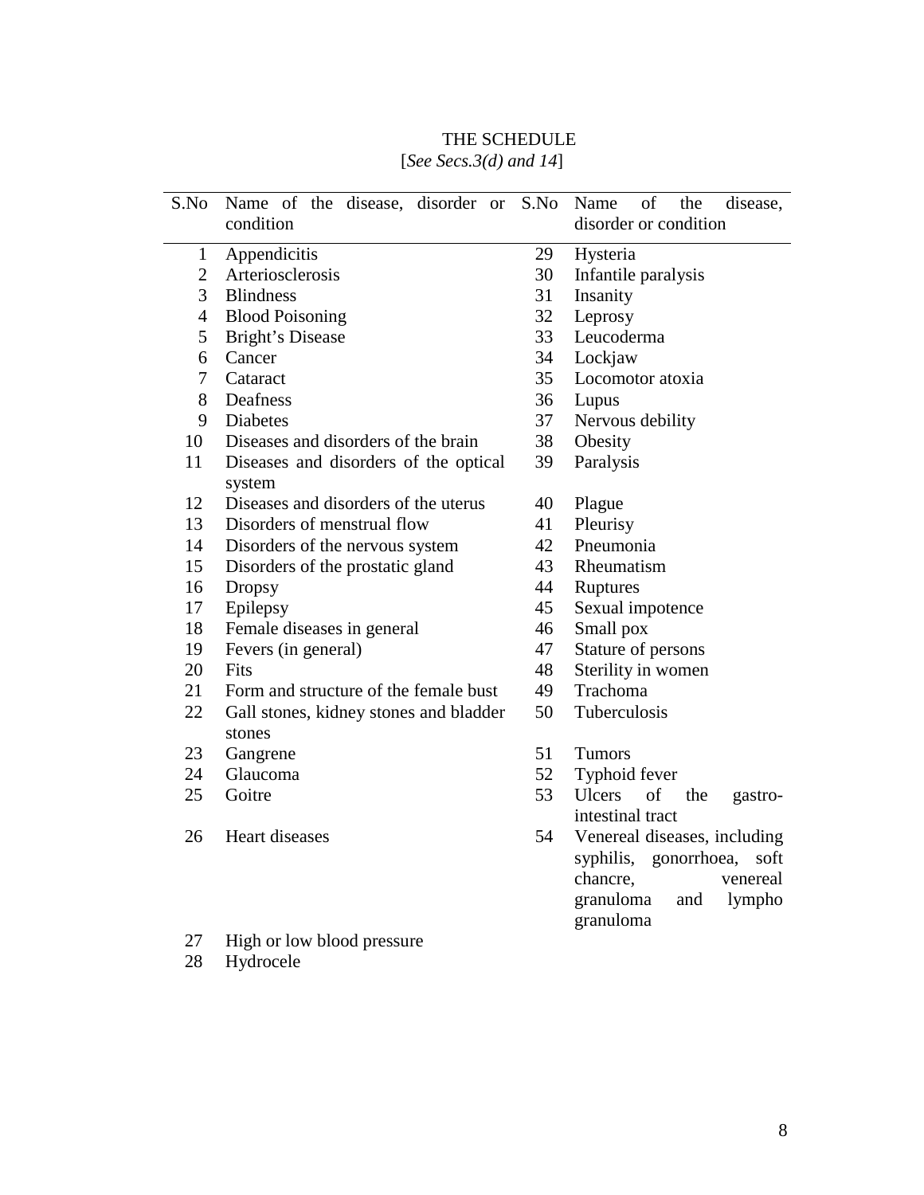# THE SCHEDULE

[*See Secs.3(d) and 14*]

| S.No | Name of the disease, disorder or condition | S.No | Name of the disease, disorder or condition |
|---|---|---|---|
| 1 | Appendicitis | 29 | Hysteria |
| 2 | Arteriosclerosis | 30 | Infantile paralysis |
| 3 | Blindness | 31 | Insanity |
| 4 | Blood Poisoning | 32 | Leprosy |
| 5 | Bright's Disease | 33 | Leucoderma |
| 6 | Cancer | 34 | Lockjaw |
| 7 | Cataract | 35 | Locomotor atoxia |
| 8 | Deafness | 36 | Lupus |
| 9 | Diabetes | 37 | Nervous debility |
| 10 | Diseases and disorders of the brain | 38 | Obesity |
| 11 | Diseases and disorders of the optical system | 39 | Paralysis |
| 12 | Diseases and disorders of the uterus | 40 | Plague |
| 13 | Disorders of menstrual flow | 41 | Pleurisy |
| 14 | Disorders of the nervous system | 42 | Pneumonia |
| 15 | Disorders of the prostatic gland | 43 | Rheumatism |
| 16 | Dropsy | 44 | Ruptures |
| 17 | Epilepsy | 45 | Sexual impotence |
| 18 | Female diseases in general | 46 | Small pox |
| 19 | Fevers (in general) | 47 | Stature of persons |
| 20 | Fits | 48 | Sterility in women |
| 21 | Form and structure of the female bust | 49 | Trachoma |
| 22 | Gall stones, kidney stones and bladder stones | 50 | Tuberculosis |
| 23 | Gangrene | 51 | Tumors |
| 24 | Glaucoma | 52 | Typhoid fever |
| 25 | Goitre | 53 | Ulcers of the gastro-intestinal tract |
| 26 | Heart diseases | 54 | Venereal diseases, including syphilis, gonorrhoea, soft chancre, venereal granuloma and lympho granuloma |
| 27 | High or low blood pressure | | |
| 28 | Hydrocele | | |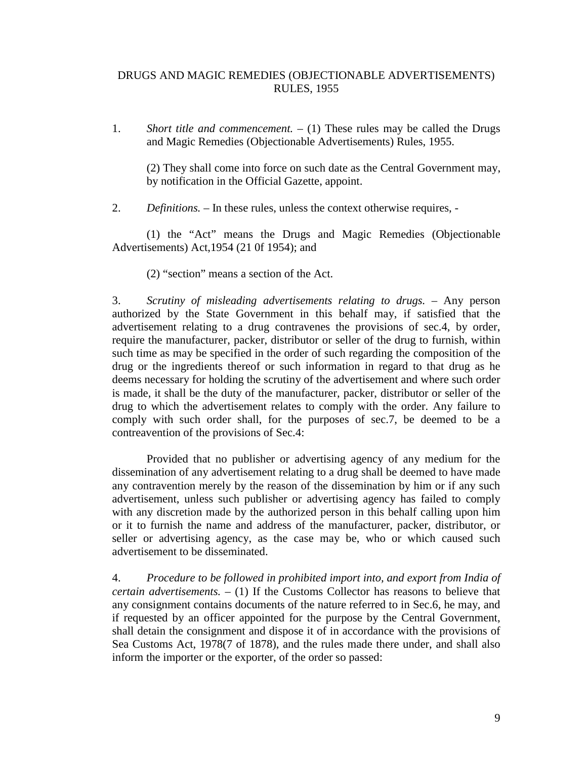# DRUGS AND MAGIC REMEDIES (OBJECTIONABLE ADVERTISEMENTS) RULES, 1955

1. *Short title and commencement.* – (1) These rules may be called the Drugs and Magic Remedies (Objectionable Advertisements) Rules, 1955.

   (2) They shall come into force on such date as the Central Government may, by notification in the Official Gazette, appoint.

2. *Definitions.* – In these rules, unless the context otherwise requires, -

   (1) the "Act" means the Drugs and Magic Remedies (Objectionable Advertisements) Act,1954 (21 0f 1954); and

   (2) "section" means a section of the Act.

3. *Scrutiny of misleading advertisements relating to drugs.* – Any person authorized by the State Government in this behalf may, if satisfied that the advertisement relating to a drug contravenes the provisions of sec.4, by order, require the manufacturer, packer, distributor or seller of the drug to furnish, within such time as may be specified in the order of such regarding the composition of the drug or the ingredients thereof or such information in regard to that drug as he deems necessary for holding the scrutiny of the advertisement and where such order is made, it shall be the duty of the manufacturer, packer, distributor or seller of the drug to which the advertisement relates to comply with the order. Any failure to comply with such order shall, for the purposes of sec.7, be deemed to be a contreavention of the provisions of Sec.4:

   Provided that no publisher or advertising agency of any medium for the dissemination of any advertisement relating to a drug shall be deemed to have made any contravention merely by the reason of the dissemination by him or if any such advertisement, unless such publisher or advertising agency has failed to comply with any discretion made by the authorized person in this behalf calling upon him or it to furnish the name and address of the manufacturer, packer, distributor, or seller or advertising agency, as the case may be, who or which caused such advertisement to be disseminated.

4. *Procedure to be followed in prohibited import into, and export from India of certain advertisements.* – (1) If the Customs Collector has reasons to believe that any consignment contains documents of the nature referred to in Sec.6, he may, and if requested by an officer appointed for the purpose by the Central Government, shall detain the consignment and dispose it of in accordance with the provisions of Sea Customs Act, 1978(7 of 1878), and the rules made there under, and shall also inform the importer or the exporter, of the order so passed: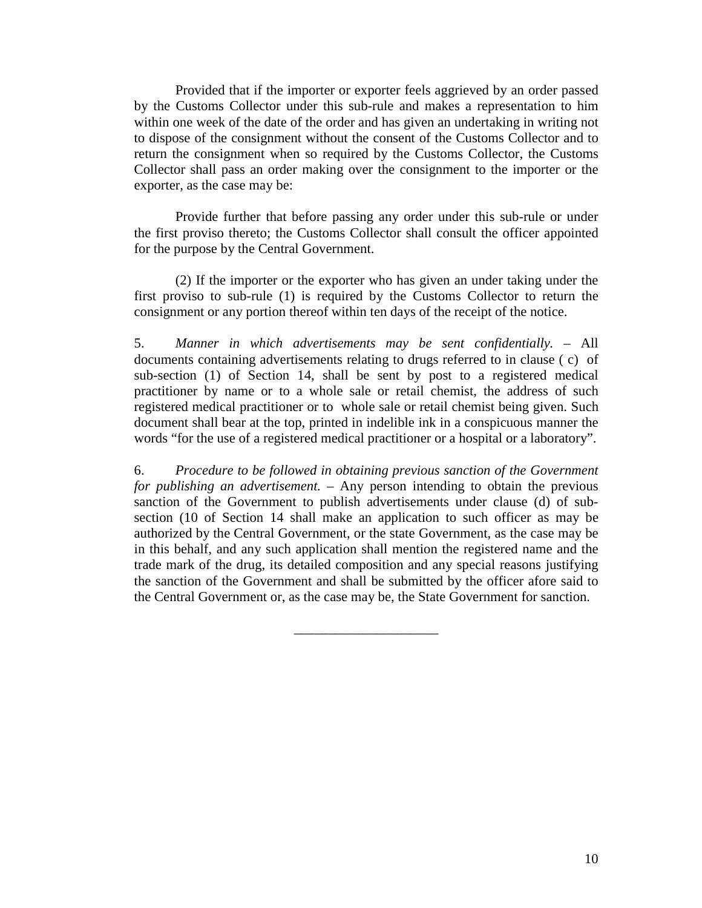Provided that if the importer or exporter feels aggrieved by an order passed by the Customs Collector under this sub-rule and makes a representation to him within one week of the date of the order and has given an undertaking in writing not to dispose of the consignment without the consent of the Customs Collector and to return the consignment when so required by the Customs Collector, the Customs Collector shall pass an order making over the consignment to the importer or the exporter, as the case may be:

Provide further that before passing any order under this sub-rule or under the first proviso thereto; the Customs Collector shall consult the officer appointed for the purpose by the Central Government.

(2) If the importer or the exporter who has given an under taking under the first proviso to sub-rule (1) is required by the Customs Collector to return the consignment or any portion thereof within ten days of the receipt of the notice.

5. *Manner in which advertisements may be sent confidentially.* – All documents containing advertisements relating to drugs referred to in clause ( c) of sub-section (1) of Section 14, shall be sent by post to a registered medical practitioner by name or to a whole sale or retail chemist, the address of such registered medical practitioner or to whole sale or retail chemist being given. Such document shall bear at the top, printed in indelible ink in a conspicuous manner the words "for the use of a registered medical practitioner or a hospital or a laboratory".

6. *Procedure to be followed in obtaining previous sanction of the Government for publishing an advertisement.* – Any person intending to obtain the previous sanction of the Government to publish advertisements under clause (d) of sub-section (10 of Section 14 shall make an application to such officer as may be authorized by the Central Government, or the state Government, as the case may be in this behalf, and any such application shall mention the registered name and the trade mark of the drug, its detailed composition and any special reasons justifying the sanction of the Government and shall be submitted by the officer afore said to the Central Government or, as the case may be, the State Government for sanction.

---